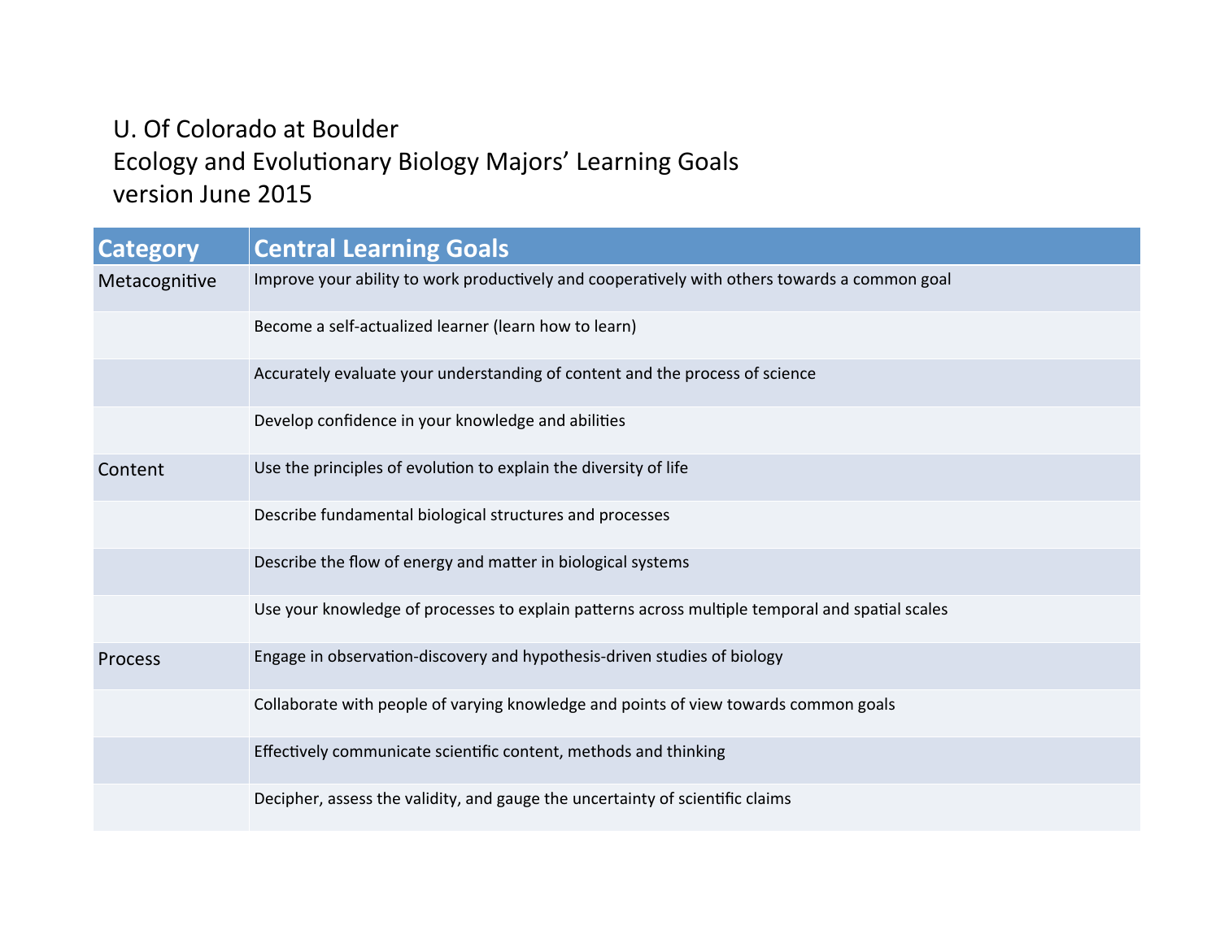# U. Of Colorado at Boulder
# Ecology and Evolutionary Biology Majors' Learning Goals
# version June 2015

| Category | Central Learning Goals |
|---|---|
| Metacognitive | Improve your ability to work productively and cooperatively with others towards a common goal |
| | Become a self-actualized learner (learn how to learn) |
| | Accurately evaluate your understanding of content and the process of science |
| | Develop confidence in your knowledge and abilities |
| Content | Use the principles of evolution to explain the diversity of life |
| | Describe fundamental biological structures and processes |
| | Describe the flow of energy and matter in biological systems |
| | Use your knowledge of processes to explain patterns across multiple temporal and spatial scales |
| Process | Engage in observation-discovery and hypothesis-driven studies of biology |
| | Collaborate with people of varying knowledge and points of view towards common goals |
| | Effectively communicate scientific content, methods and thinking |
| | Decipher, assess the validity, and gauge the uncertainty of scientific claims |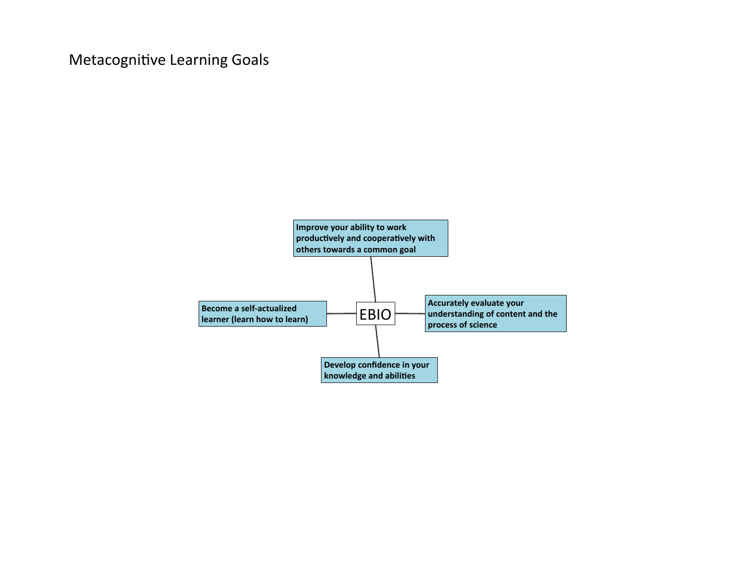# Metacognitive Learning Goals

**EBIO**

- **Improve your ability to work productively and cooperatively with others towards a common goal**
- **Accurately evaluate your understanding of content and the process of science**
- **Develop confidence in your knowledge and abilities**
- **Become a self-actualized learner (learn how to learn)**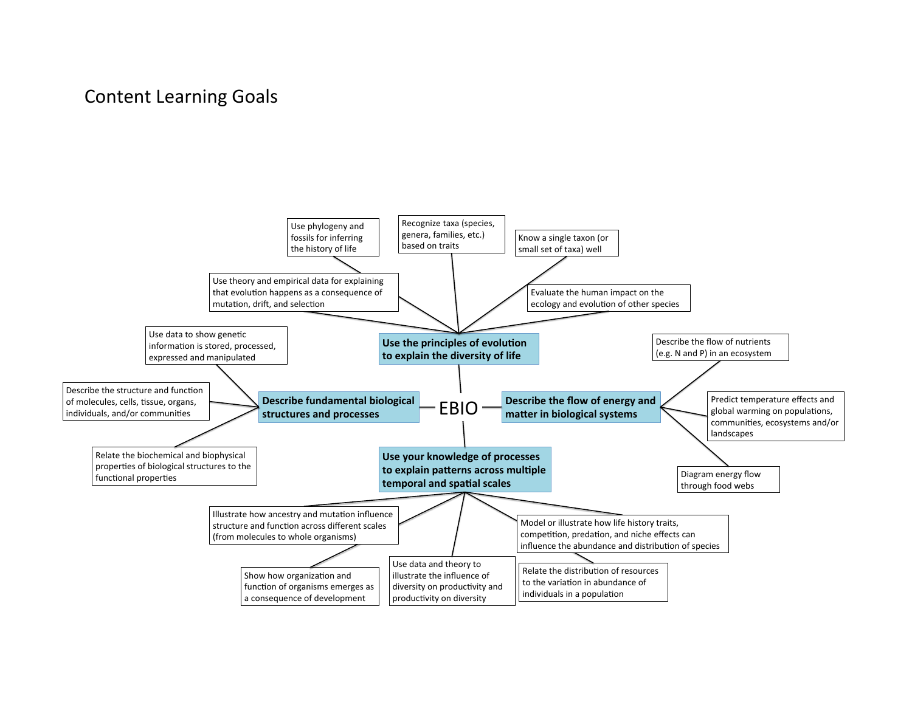# Content Learning Goals

## EBIO

### Use the principles of evolution to explain the diversity of life

- Use phylogeny and fossils for inferring the history of life
- Recognize taxa (species, genera, families, etc.) based on traits
- Know a single taxon (or small set of taxa) well
- Use theory and empirical data for explaining that evolution happens as a consequence of mutation, drift, and selection
- Evaluate the human impact on the ecology and evolution of other species

### Describe fundamental biological structures and processes

- Use data to show genetic information is stored, processed, expressed and manipulated
- Describe the structure and function of molecules, cells, tissue, organs, individuals, and/or communities
- Relate the biochemical and biophysical properties of biological structures to the functional properties

### Describe the flow of energy and matter in biological systems

- Describe the flow of nutrients (e.g. N and P) in an ecosystem
- Predict temperature effects and global warming on populations, communities, ecosystems and/or landscapes
- Diagram energy flow through food webs

### Use your knowledge of processes to explain patterns across multiple temporal and spatial scales

- Illustrate how ancestry and mutation influence structure and function across different scales (from molecules to whole organisms)
- Show how organization and function of organisms emerges as a consequence of development
- Use data and theory to illustrate the influence of diversity on productivity and productivity on diversity
- Model or illustrate how life history traits, competition, predation, and niche effects can influence the abundance and distribution of species
- Relate the distribution of resources to the variation in abundance of individuals in a population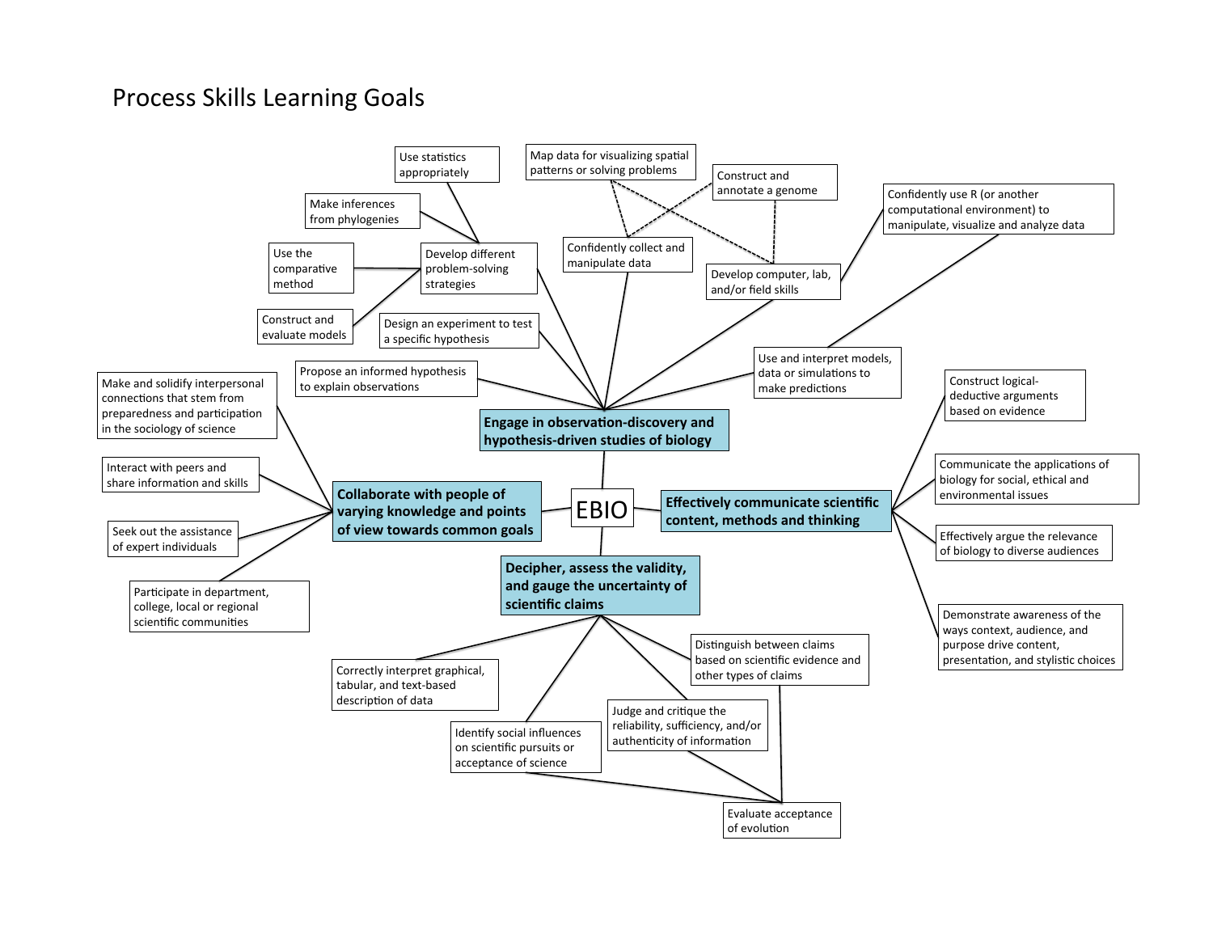# Process Skills Learning Goals

## EBIO

### Engage in observation-discovery and hypothesis-driven studies of biology

- Propose an informed hypothesis to explain observations
- Design an experiment to test a specific hypothesis
- Develop different problem-solving strategies
  - Use statistics appropriately
  - Make inferences from phylogenies
  - Use the comparative method
  - Construct and evaluate models
- Confidently collect and manipulate data
- Develop computer, lab, and/or field skills
  - Confidently use R (or another computational environment) to manipulate, visualize and analyze data
- Map data for visualizing spatial patterns or solving problems
- Construct and annotate a genome
- Use and interpret models, data or simulations to make predictions

### Collaborate with people of varying knowledge and points of view towards common goals

- Make and solidify interpersonal connections that stem from preparedness and participation in the sociology of science
- Interact with peers and share information and skills
- Seek out the assistance of expert individuals
- Participate in department, college, local or regional scientific communities

### Effectively communicate scientific content, methods and thinking

- Construct logical-deductive arguments based on evidence
- Communicate the applications of biology for social, ethical and environmental issues
- Effectively argue the relevance of biology to diverse audiences
- Demonstrate awareness of the ways context, audience, and purpose drive content, presentation, and stylistic choices

### Decipher, assess the validity, and gauge the uncertainty of scientific claims

- Correctly interpret graphical, tabular, and text-based description of data
- Identify social influences on scientific pursuits or acceptance of science
- Judge and critique the reliability, sufficiency, and/or authenticity of information
- Distinguish between claims based on scientific evidence and other types of claims
- Evaluate acceptance of evolution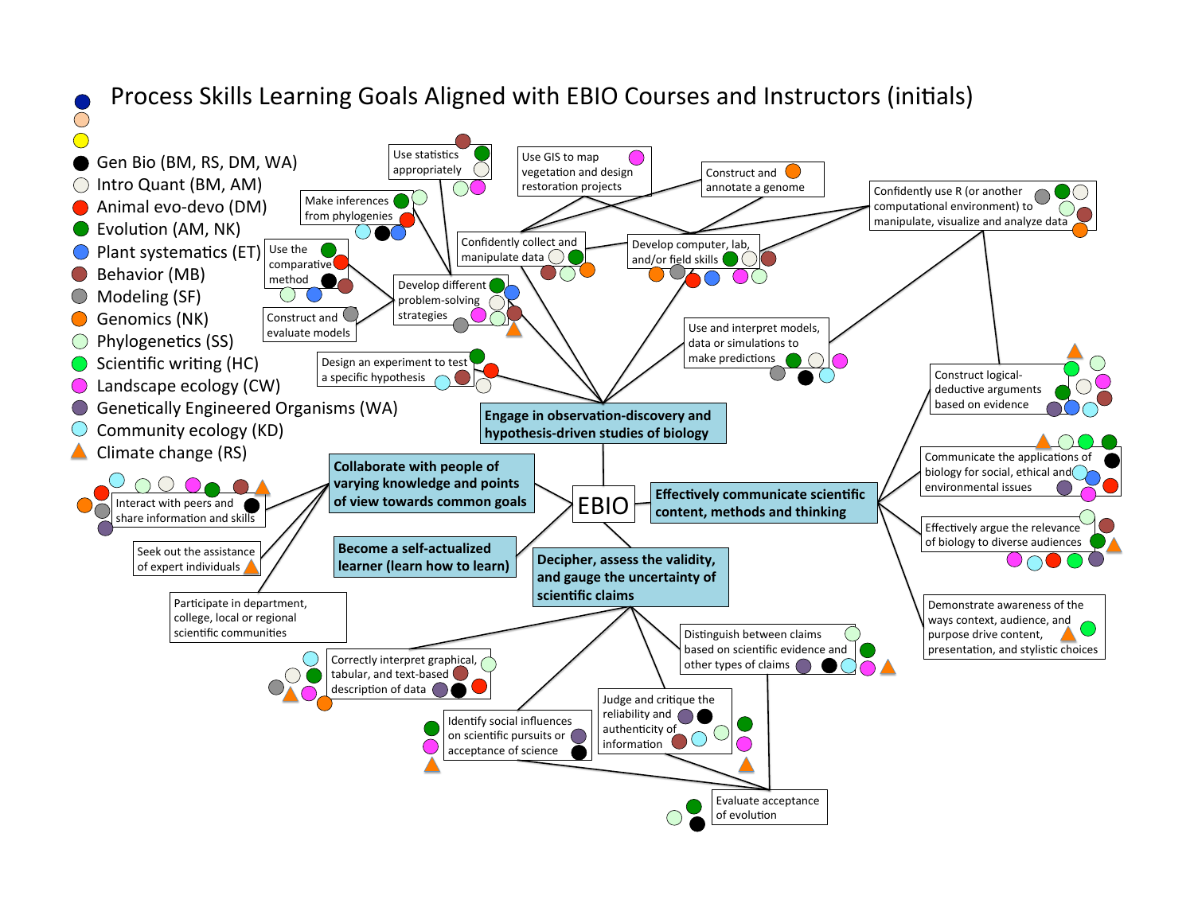# Process Skills Learning Goals Aligned with EBIO Courses and Instructors (initials)

- Gen Bio (BM, RS, DM, WA)
- Intro Quant (BM, AM)
- Animal evo-devo (DM)
- Evolution (AM, NK)
- Plant systematics (ET)
- Behavior (MB)
- Modeling (SF)
- Genomics (NK)
- Phylogenetics (SS)
- Scientific writing (HC)
- Landscape ecology (CW)
- Genetically Engineered Organisms (WA)
- Community ecology (KD)
- Climate change (RS)

EBIO

**Engage in observation-discovery and hypothesis-driven studies of biology**

- Use statistics appropriately
- Make inferences from phylogenies
- Use the comparative method
- Construct and evaluate models
- Develop different problem-solving strategies
- Design an experiment to test a specific hypothesis
- Use GIS to map vegetation and design restoration projects
- Construct and annotate a genome
- Confidently collect and manipulate data
- Develop computer, lab, and/or field skills
- Confidently use R (or another computational environment) to manipulate, visualize and analyze data
- Use and interpret models, data or simulations to make predictions

**Collaborate with people of varying knowledge and points of view towards common goals**

- Interact with peers and share information and skills
- Seek out the assistance of expert individuals
- Participate in department, college, local or regional scientific communities

**Become a self-actualized learner (learn how to learn)**

**Effectively communicate scientific content, methods and thinking**

- Construct logical-deductive arguments based on evidence
- Communicate the applications of biology for social, ethical and environmental issues
- Effectively argue the relevance of biology to diverse audiences
- Demonstrate awareness of the ways context, audience, and purpose drive content, presentation, and stylistic choices

**Decipher, assess the validity, and gauge the uncertainty of scientific claims**

- Correctly interpret graphical, tabular, and text-based description of data
- Identify social influences on scientific pursuits or acceptance of science
- Judge and critique the reliability and authenticity of information
- Distinguish between claims based on scientific evidence and other types of claims
- Evaluate acceptance of evolution